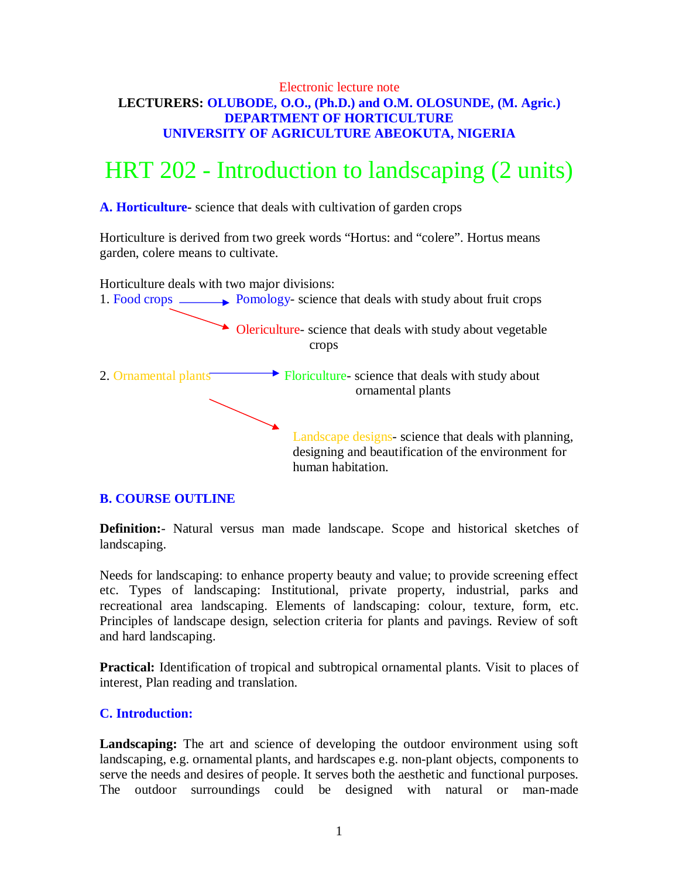Electronic lecture note

**LECTURERS: OLUBODE, O.O., (Ph.D.) and O.M. OLOSUNDE, (M. Agric.)**
**DEPARTMENT OF HORTICULTURE**
**UNIVERSITY OF AGRICULTURE ABEOKUTA, NIGERIA**

# HRT 202 - Introduction to landscaping (2 units)

**A. Horticulture**- science that deals with cultivation of garden crops

Horticulture is derived from two greek words "Hortus: and "colere". Hortus means garden, colere means to cultivate.

Horticulture deals with two major divisions:

1. Food crops → Pomology- science that deals with study about fruit crops
   → Olericulture- science that deals with study about vegetable crops

2. Ornamental plants → Floriculture- science that deals with study about ornamental plants
   → Landscape designs- science that deals with planning, designing and beautification of the environment for human habitation.

## B. COURSE OUTLINE

**Definition:**- Natural versus man made landscape. Scope and historical sketches of landscaping.

Needs for landscaping: to enhance property beauty and value; to provide screening effect etc. Types of landscaping: Institutional, private property, industrial, parks and recreational area landscaping. Elements of landscaping: colour, texture, form, etc. Principles of landscape design, selection criteria for plants and pavings. Review of soft and hard landscaping.

**Practical:** Identification of tropical and subtropical ornamental plants. Visit to places of interest, Plan reading and translation.

## C. Introduction:

**Landscaping:** The art and science of developing the outdoor environment using soft landscaping, e.g. ornamental plants, and hardscapes e.g. non-plant objects, components to serve the needs and desires of people. It serves both the aesthetic and functional purposes. The outdoor surroundings could be designed with natural or man-made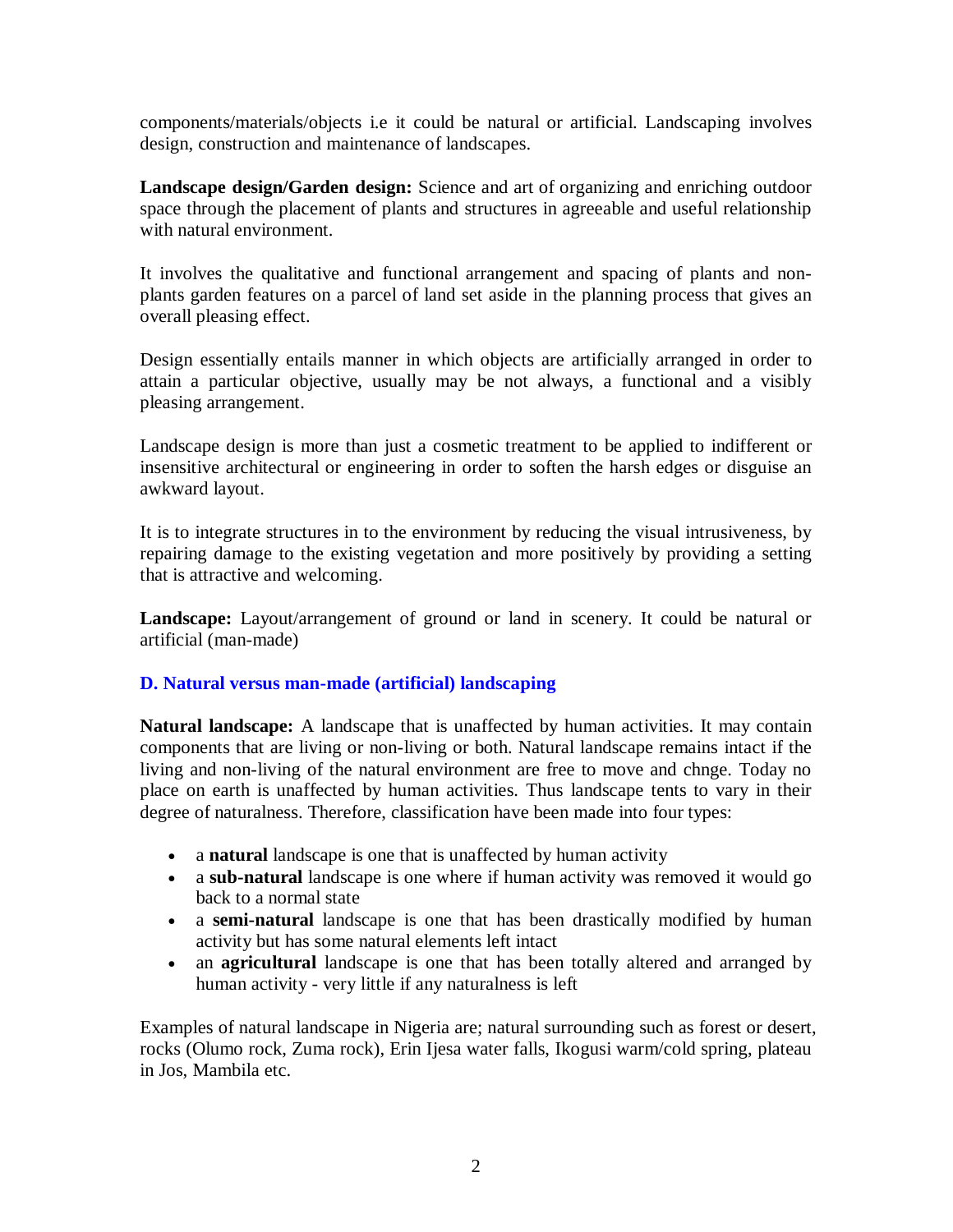components/materials/objects i.e it could be natural or artificial. Landscaping involves design, construction and maintenance of landscapes.

**Landscape design/Garden design:** Science and art of organizing and enriching outdoor space through the placement of plants and structures in agreeable and useful relationship with natural environment.

It involves the qualitative and functional arrangement and spacing of plants and non-plants garden features on a parcel of land set aside in the planning process that gives an overall pleasing effect.

Design essentially entails manner in which objects are artificially arranged in order to attain a particular objective, usually may be not always, a functional and a visibly pleasing arrangement.

Landscape design is more than just a cosmetic treatment to be applied to indifferent or insensitive architectural or engineering in order to soften the harsh edges or disguise an awkward layout.

It is to integrate structures in to the environment by reducing the visual intrusiveness, by repairing damage to the existing vegetation and more positively by providing a setting that is attractive and welcoming.

**Landscape:** Layout/arrangement of ground or land in scenery. It could be natural or artificial (man-made)

### D. Natural versus man-made (artificial) landscaping

**Natural landscape:** A landscape that is unaffected by human activities. It may contain components that are living or non-living or both. Natural landscape remains intact if the living and non-living of the natural environment are free to move and chnge. Today no place on earth is unaffected by human activities. Thus landscape tents to vary in their degree of naturalness. Therefore, classification have been made into four types:

- a **natural** landscape is one that is unaffected by human activity
- a **sub-natural** landscape is one where if human activity was removed it would go back to a normal state
- a **semi-natural** landscape is one that has been drastically modified by human activity but has some natural elements left intact
- an **agricultural** landscape is one that has been totally altered and arranged by human activity - very little if any naturalness is left

Examples of natural landscape in Nigeria are; natural surrounding such as forest or desert, rocks (Olumo rock, Zuma rock), Erin Ijesa water falls, Ikogusi warm/cold spring, plateau in Jos, Mambila etc.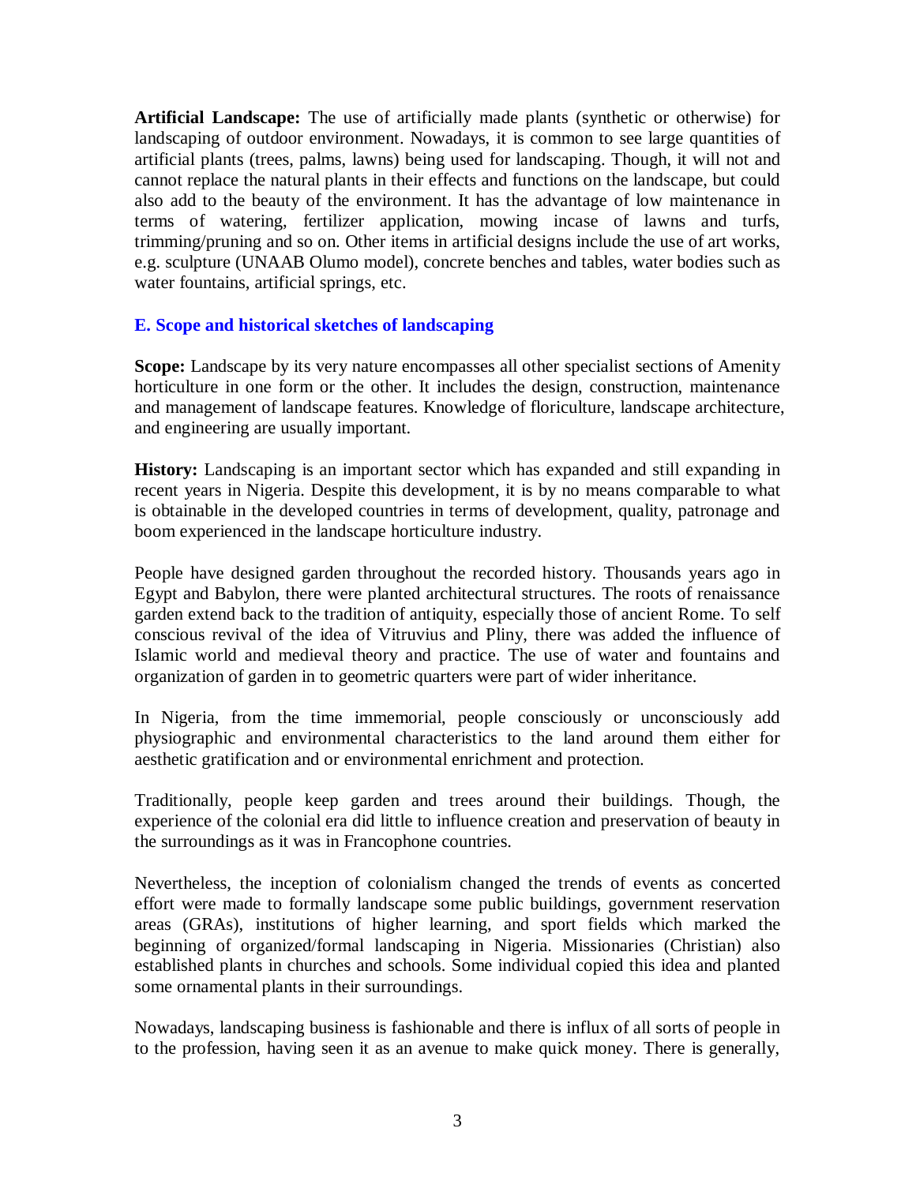**Artificial Landscape:** The use of artificially made plants (synthetic or otherwise) for landscaping of outdoor environment. Nowadays, it is common to see large quantities of artificial plants (trees, palms, lawns) being used for landscaping. Though, it will not and cannot replace the natural plants in their effects and functions on the landscape, but could also add to the beauty of the environment. It has the advantage of low maintenance in terms of watering, fertilizer application, mowing incase of lawns and turfs, trimming/pruning and so on. Other items in artificial designs include the use of art works, e.g. sculpture (UNAAB Olumo model), concrete benches and tables, water bodies such as water fountains, artificial springs, etc.

### E. Scope and historical sketches of landscaping

**Scope:** Landscape by its very nature encompasses all other specialist sections of Amenity horticulture in one form or the other. It includes the design, construction, maintenance and management of landscape features. Knowledge of floriculture, landscape architecture, and engineering are usually important.

**History:** Landscaping is an important sector which has expanded and still expanding in recent years in Nigeria. Despite this development, it is by no means comparable to what is obtainable in the developed countries in terms of development, quality, patronage and boom experienced in the landscape horticulture industry.

People have designed garden throughout the recorded history. Thousands years ago in Egypt and Babylon, there were planted architectural structures. The roots of renaissance garden extend back to the tradition of antiquity, especially those of ancient Rome. To self conscious revival of the idea of Vitruvius and Pliny, there was added the influence of Islamic world and medieval theory and practice. The use of water and fountains and organization of garden in to geometric quarters were part of wider inheritance.

In Nigeria, from the time immemorial, people consciously or unconsciously add physiographic and environmental characteristics to the land around them either for aesthetic gratification and or environmental enrichment and protection.

Traditionally, people keep garden and trees around their buildings. Though, the experience of the colonial era did little to influence creation and preservation of beauty in the surroundings as it was in Francophone countries.

Nevertheless, the inception of colonialism changed the trends of events as concerted effort were made to formally landscape some public buildings, government reservation areas (GRAs), institutions of higher learning, and sport fields which marked the beginning of organized/formal landscaping in Nigeria. Missionaries (Christian) also established plants in churches and schools. Some individual copied this idea and planted some ornamental plants in their surroundings.

Nowadays, landscaping business is fashionable and there is influx of all sorts of people in to the profession, having seen it as an avenue to make quick money. There is generally,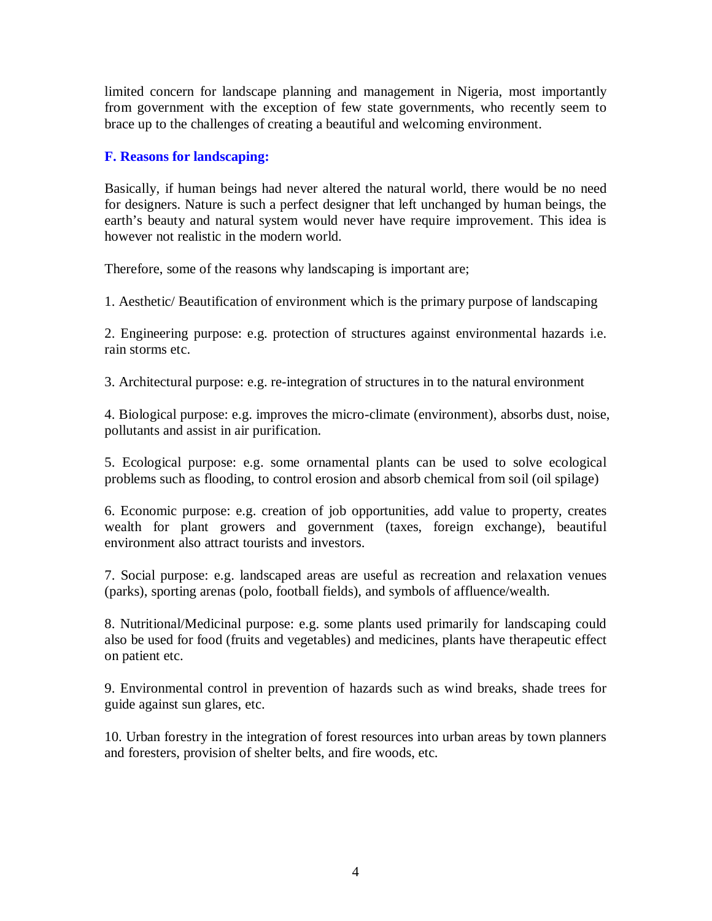limited concern for landscape planning and management in Nigeria, most importantly from government with the exception of few state governments, who recently seem to brace up to the challenges of creating a beautiful and welcoming environment.

### F. Reasons for landscaping:

Basically, if human beings had never altered the natural world, there would be no need for designers. Nature is such a perfect designer that left unchanged by human beings, the earth's beauty and natural system would never have require improvement. This idea is however not realistic in the modern world.

Therefore, some of the reasons why landscaping is important are;

1. Aesthetic/ Beautification of environment which is the primary purpose of landscaping

2. Engineering purpose: e.g. protection of structures against environmental hazards i.e. rain storms etc.

3. Architectural purpose: e.g. re-integration of structures in to the natural environment

4. Biological purpose: e.g. improves the micro-climate (environment), absorbs dust, noise, pollutants and assist in air purification.

5. Ecological purpose: e.g. some ornamental plants can be used to solve ecological problems such as flooding, to control erosion and absorb chemical from soil (oil spilage)

6. Economic purpose: e.g. creation of job opportunities, add value to property, creates wealth for plant growers and government (taxes, foreign exchange), beautiful environment also attract tourists and investors.

7. Social purpose: e.g. landscaped areas are useful as recreation and relaxation venues (parks), sporting arenas (polo, football fields), and symbols of affluence/wealth.

8. Nutritional/Medicinal purpose: e.g. some plants used primarily for landscaping could also be used for food (fruits and vegetables) and medicines, plants have therapeutic effect on patient etc.

9. Environmental control in prevention of hazards such as wind breaks, shade trees for guide against sun glares, etc.

10. Urban forestry in the integration of forest resources into urban areas by town planners and foresters, provision of shelter belts, and fire woods, etc.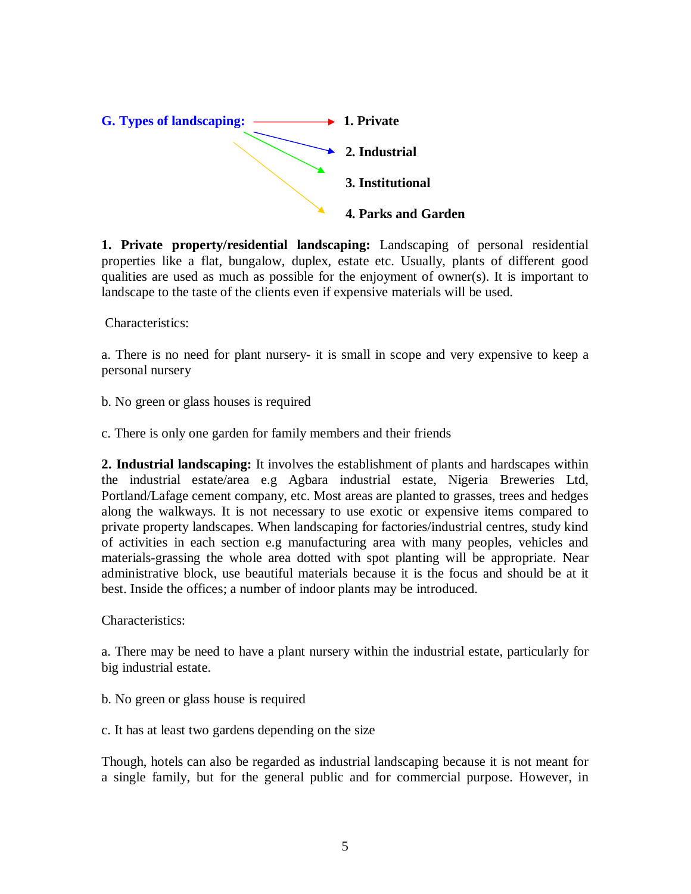**G. Types of landscaping:**

- **1. Private**
- **2. Industrial**
- **3. Institutional**
- **4. Parks and Garden**

**1. Private property/residential landscaping:** Landscaping of personal residential properties like a flat, bungalow, duplex, estate etc. Usually, plants of different good qualities are used as much as possible for the enjoyment of owner(s). It is important to landscape to the taste of the clients even if expensive materials will be used.

Characteristics:

a. There is no need for plant nursery- it is small in scope and very expensive to keep a personal nursery

b. No green or glass houses is required

c. There is only one garden for family members and their friends

**2. Industrial landscaping:** It involves the establishment of plants and hardscapes within the industrial estate/area e.g Agbara industrial estate, Nigeria Breweries Ltd, Portland/Lafage cement company, etc. Most areas are planted to grasses, trees and hedges along the walkways. It is not necessary to use exotic or expensive items compared to private property landscapes. When landscaping for factories/industrial centres, study kind of activities in each section e.g manufacturing area with many peoples, vehicles and materials-grassing the whole area dotted with spot planting will be appropriate. Near administrative block, use beautiful materials because it is the focus and should be at it best. Inside the offices; a number of indoor plants may be introduced.

Characteristics:

a. There may be need to have a plant nursery within the industrial estate, particularly for big industrial estate.

b. No green or glass house is required

c. It has at least two gardens depending on the size

Though, hotels can also be regarded as industrial landscaping because it is not meant for a single family, but for the general public and for commercial purpose. However, in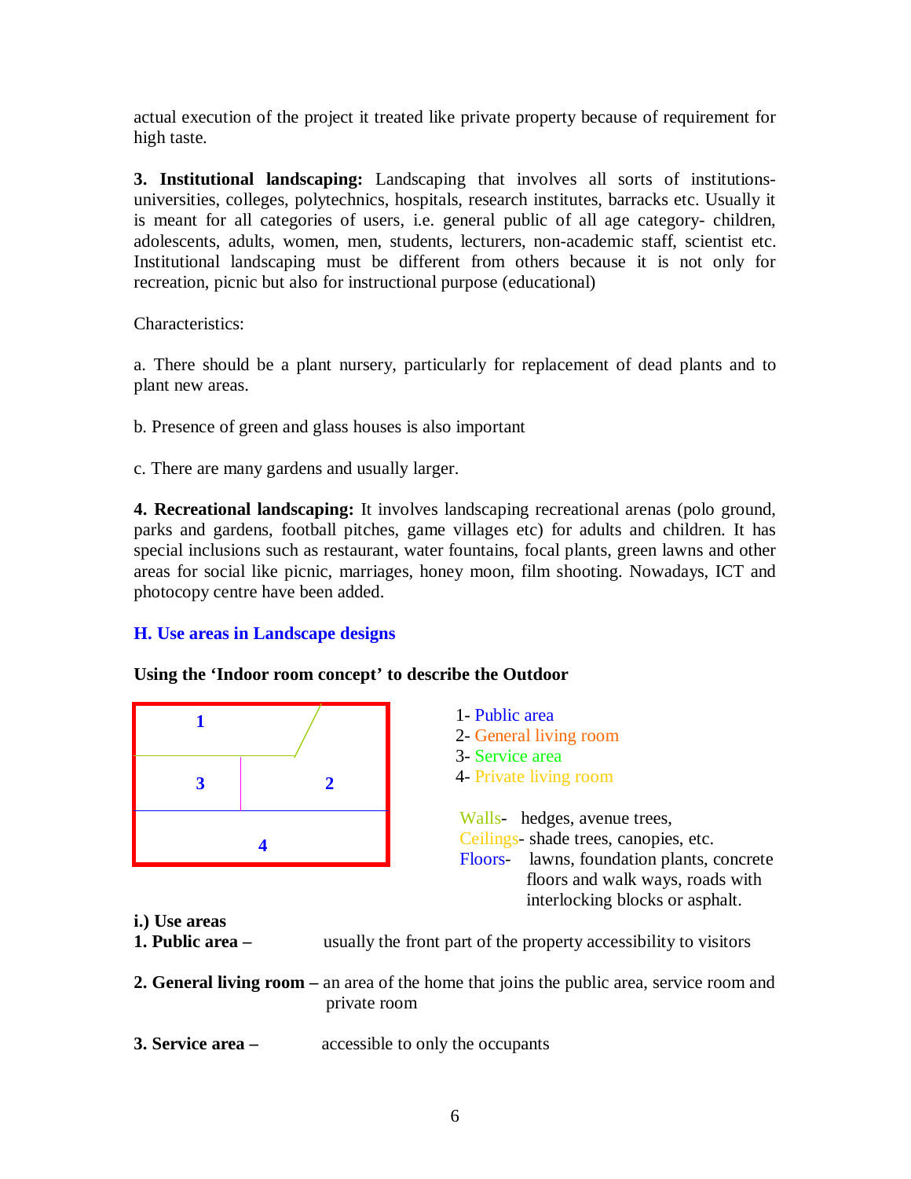actual execution of the project it treated like private property because of requirement for high taste.

**3. Institutional landscaping:** Landscaping that involves all sorts of institutions- universities, colleges, polytechnics, hospitals, research institutes, barracks etc. Usually it is meant for all categories of users, i.e. general public of all age category- children, adolescents, adults, women, men, students, lecturers, non-academic staff, scientist etc. Institutional landscaping must be different from others because it is not only for recreation, picnic but also for instructional purpose (educational)

Characteristics:

a. There should be a plant nursery, particularly for replacement of dead plants and to plant new areas.

b. Presence of green and glass houses is also important

c. There are many gardens and usually larger.

**4. Recreational landscaping:** It involves landscaping recreational arenas (polo ground, parks and gardens, football pitches, game villages etc) for adults and children. It has special inclusions such as restaurant, water fountains, focal plants, green lawns and other areas for social like picnic, marriages, honey moon, film shooting. Nowadays, ICT and photocopy centre have been added.

## H. Use areas in Landscape designs

**Using the 'Indoor room concept' to describe the Outdoor**

1- Public area
2- General living room
3- Service area
4- Private living room

Walls- hedges, avenue trees,
Ceilings- shade trees, canopies, etc.
Floors- lawns, foundation plants, concrete floors and walk ways, roads with interlocking blocks or asphalt.

**i.) Use areas**

**1. Public area –** usually the front part of the property accessibility to visitors

**2. General living room –** an area of the home that joins the public area, service room and private room

**3. Service area –** accessible to only the occupants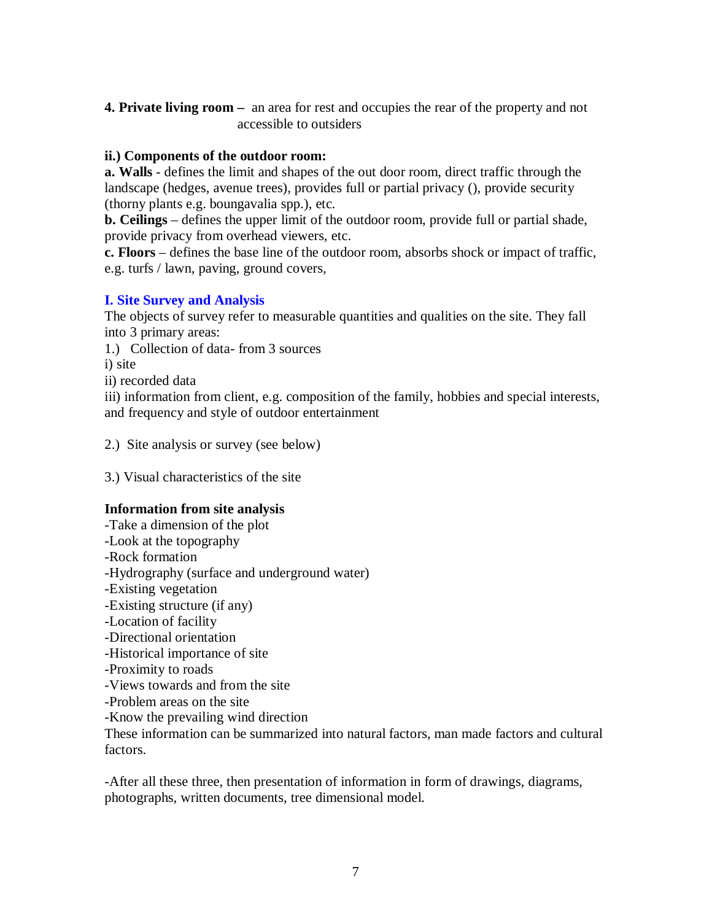**4. Private living room –** an area for rest and occupies the rear of the property and not accessible to outsiders

**ii.) Components of the outdoor room:**

**a. Walls** - defines the limit and shapes of the out door room, direct traffic through the landscape (hedges, avenue trees), provides full or partial privacy (), provide security (thorny plants e.g. boungavalia spp.), etc.

**b. Ceilings** – defines the upper limit of the outdoor room, provide full or partial shade, provide privacy from overhead viewers, etc.

**c. Floors** – defines the base line of the outdoor room, absorbs shock or impact of traffic, e.g. turfs / lawn, paving, ground covers,

### I. Site Survey and Analysis

The objects of survey refer to measurable quantities and qualities on the site. They fall into 3 primary areas:

1.) Collection of data- from 3 sources

i) site

ii) recorded data

iii) information from client, e.g. composition of the family, hobbies and special interests, and frequency and style of outdoor entertainment

2.) Site analysis or survey (see below)

3.) Visual characteristics of the site

**Information from site analysis**

-Take a dimension of the plot
-Look at the topography
-Rock formation
-Hydrography (surface and underground water)
-Existing vegetation
-Existing structure (if any)
-Location of facility
-Directional orientation
-Historical importance of site
-Proximity to roads
-Views towards and from the site
-Problem areas on the site
-Know the prevailing wind direction

These information can be summarized into natural factors, man made factors and cultural factors.

-After all these three, then presentation of information in form of drawings, diagrams, photographs, written documents, tree dimensional model.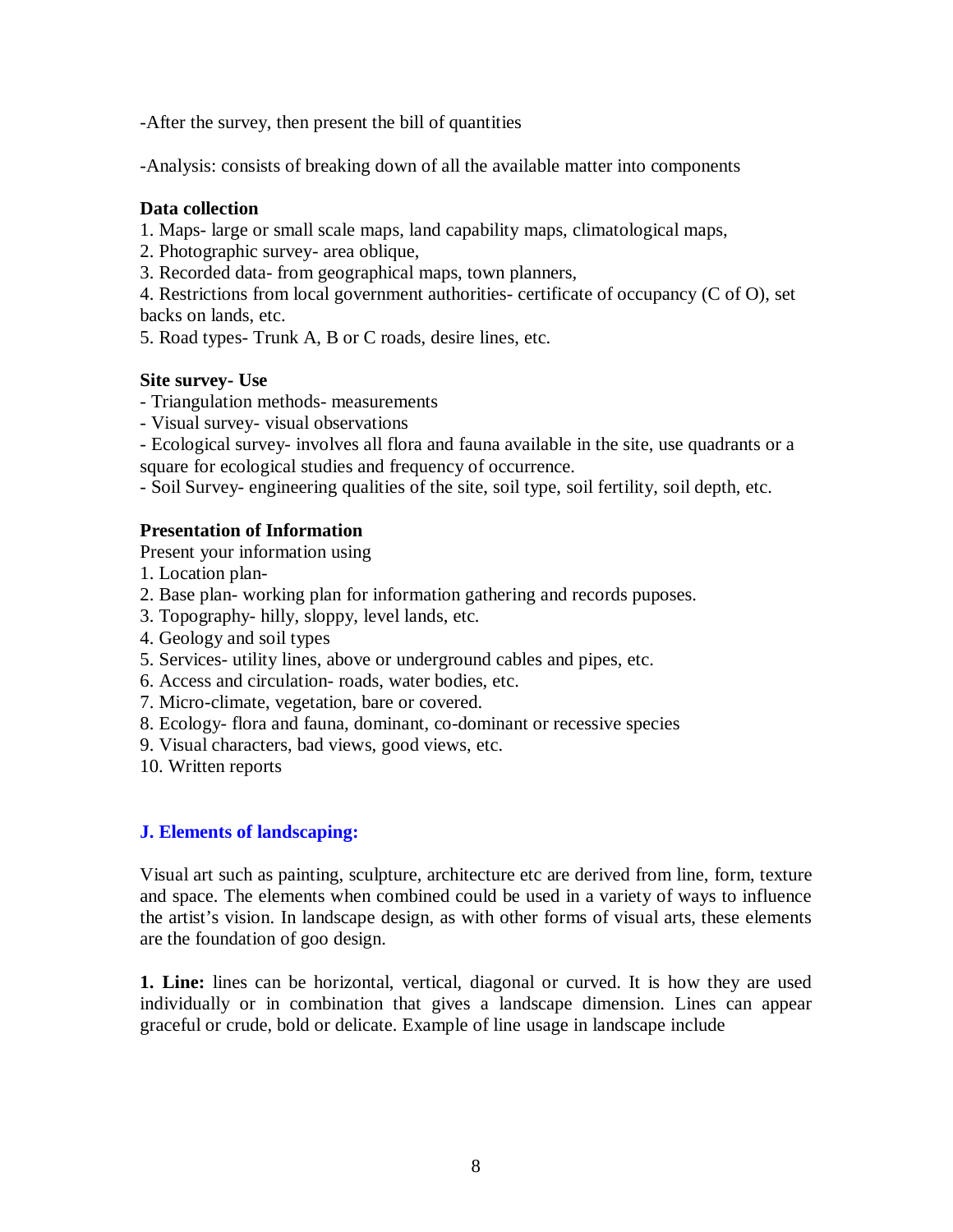-After the survey, then present the bill of quantities

-Analysis: consists of breaking down of all the available matter into components

**Data collection**

1. Maps- large or small scale maps, land capability maps, climatological maps,
2. Photographic survey- area oblique,
3. Recorded data- from geographical maps, town planners,
4. Restrictions from local government authorities- certificate of occupancy (C of O), set backs on lands, etc.
5. Road types- Trunk A, B or C roads, desire lines, etc.

**Site survey- Use**

- Triangulation methods- measurements
- Visual survey- visual observations
- Ecological survey- involves all flora and fauna available in the site, use quadrants or a square for ecological studies and frequency of occurrence.
- Soil Survey- engineering qualities of the site, soil type, soil fertility, soil depth, etc.

**Presentation of Information**

Present your information using

1. Location plan-
2. Base plan- working plan for information gathering and records puposes.
3. Topography- hilly, sloppy, level lands, etc.
4. Geology and soil types
5. Services- utility lines, above or underground cables and pipes, etc.
6. Access and circulation- roads, water bodies, etc.
7. Micro-climate, vegetation, bare or covered.
8. Ecology- flora and fauna, dominant, co-dominant or recessive species
9. Visual characters, bad views, good views, etc.
10. Written reports

## J. Elements of landscaping:

Visual art such as painting, sculpture, architecture etc are derived from line, form, texture and space. The elements when combined could be used in a variety of ways to influence the artist's vision. In landscape design, as with other forms of visual arts, these elements are the foundation of goo design.

**1. Line:** lines can be horizontal, vertical, diagonal or curved. It is how they are used individually or in combination that gives a landscape dimension. Lines can appear graceful or crude, bold or delicate. Example of line usage in landscape include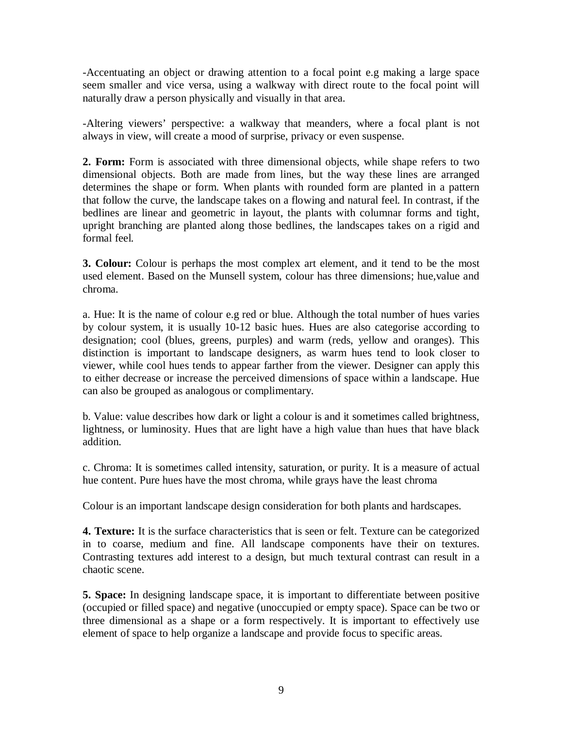-Accentuating an object or drawing attention to a focal point e.g making a large space seem smaller and vice versa, using a walkway with direct route to the focal point will naturally draw a person physically and visually in that area.

-Altering viewers' perspective: a walkway that meanders, where a focal plant is not always in view, will create a mood of surprise, privacy or even suspense.

**2. Form:** Form is associated with three dimensional objects, while shape refers to two dimensional objects. Both are made from lines, but the way these lines are arranged determines the shape or form. When plants with rounded form are planted in a pattern that follow the curve, the landscape takes on a flowing and natural feel. In contrast, if the bedlines are linear and geometric in layout, the plants with columnar forms and tight, upright branching are planted along those bedlines, the landscapes takes on a rigid and formal feel.

**3. Colour:** Colour is perhaps the most complex art element, and it tend to be the most used element. Based on the Munsell system, colour has three dimensions; hue,value and chroma.

a. Hue: It is the name of colour e.g red or blue. Although the total number of hues varies by colour system, it is usually 10-12 basic hues. Hues are also categorise according to designation; cool (blues, greens, purples) and warm (reds, yellow and oranges). This distinction is important to landscape designers, as warm hues tend to look closer to viewer, while cool hues tends to appear farther from the viewer. Designer can apply this to either decrease or increase the perceived dimensions of space within a landscape. Hue can also be grouped as analogous or complimentary.

b. Value: value describes how dark or light a colour is and it sometimes called brightness, lightness, or luminosity. Hues that are light have a high value than hues that have black addition.

c. Chroma: It is sometimes called intensity, saturation, or purity. It is a measure of actual hue content. Pure hues have the most chroma, while grays have the least chroma

Colour is an important landscape design consideration for both plants and hardscapes.

**4. Texture:** It is the surface characteristics that is seen or felt. Texture can be categorized in to coarse, medium and fine. All landscape components have their on textures. Contrasting textures add interest to a design, but much textural contrast can result in a chaotic scene.

**5. Space:** In designing landscape space, it is important to differentiate between positive (occupied or filled space) and negative (unoccupied or empty space). Space can be two or three dimensional as a shape or a form respectively. It is important to effectively use element of space to help organize a landscape and provide focus to specific areas.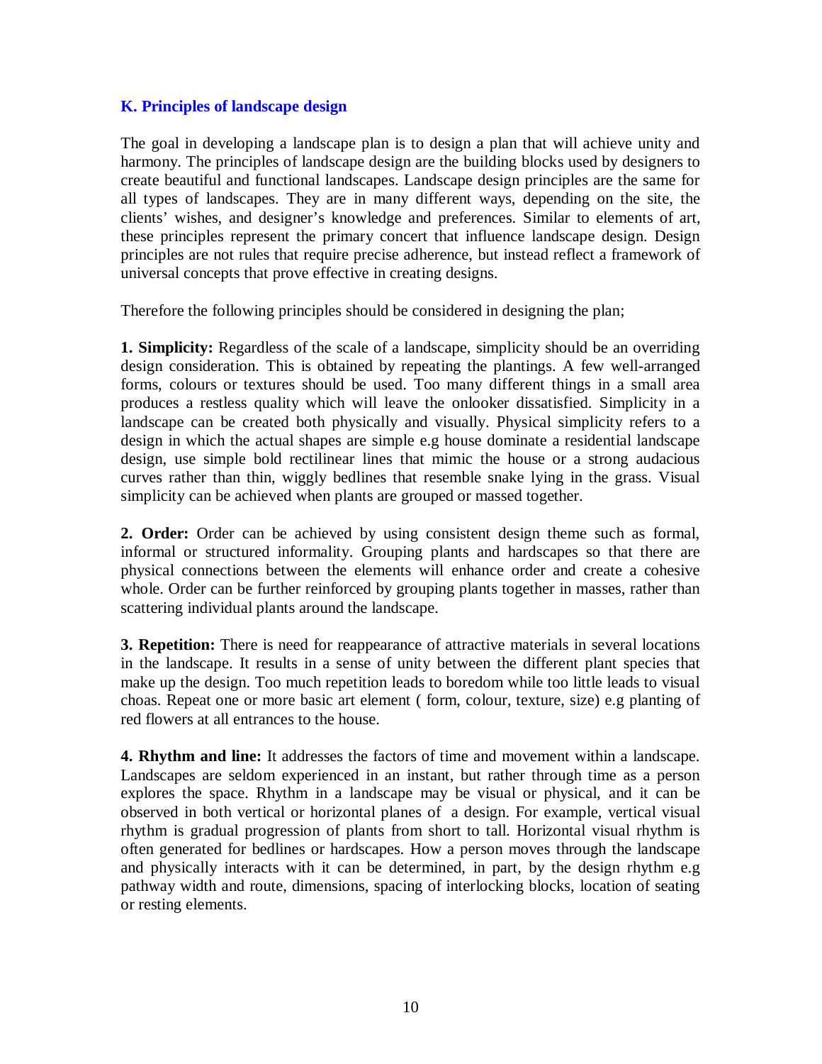### K. Principles of landscape design

The goal in developing a landscape plan is to design a plan that will achieve unity and harmony. The principles of landscape design are the building blocks used by designers to create beautiful and functional landscapes. Landscape design principles are the same for all types of landscapes. They are in many different ways, depending on the site, the clients' wishes, and designer's knowledge and preferences. Similar to elements of art, these principles represent the primary concert that influence landscape design. Design principles are not rules that require precise adherence, but instead reflect a framework of universal concepts that prove effective in creating designs.

Therefore the following principles should be considered in designing the plan;

**1. Simplicity:** Regardless of the scale of a landscape, simplicity should be an overriding design consideration. This is obtained by repeating the plantings. A few well-arranged forms, colours or textures should be used. Too many different things in a small area produces a restless quality which will leave the onlooker dissatisfied. Simplicity in a landscape can be created both physically and visually. Physical simplicity refers to a design in which the actual shapes are simple e.g house dominate a residential landscape design, use simple bold rectilinear lines that mimic the house or a strong audacious curves rather than thin, wiggly bedlines that resemble snake lying in the grass. Visual simplicity can be achieved when plants are grouped or massed together.

**2. Order:** Order can be achieved by using consistent design theme such as formal, informal or structured informality. Grouping plants and hardscapes so that there are physical connections between the elements will enhance order and create a cohesive whole. Order can be further reinforced by grouping plants together in masses, rather than scattering individual plants around the landscape.

**3. Repetition:** There is need for reappearance of attractive materials in several locations in the landscape. It results in a sense of unity between the different plant species that make up the design. Too much repetition leads to boredom while too little leads to visual choas. Repeat one or more basic art element ( form, colour, texture, size) e.g planting of red flowers at all entrances to the house.

**4. Rhythm and line:** It addresses the factors of time and movement within a landscape. Landscapes are seldom experienced in an instant, but rather through time as a person explores the space. Rhythm in a landscape may be visual or physical, and it can be observed in both vertical or horizontal planes of a design. For example, vertical visual rhythm is gradual progression of plants from short to tall. Horizontal visual rhythm is often generated for bedlines or hardscapes. How a person moves through the landscape and physically interacts with it can be determined, in part, by the design rhythm e.g pathway width and route, dimensions, spacing of interlocking blocks, location of seating or resting elements.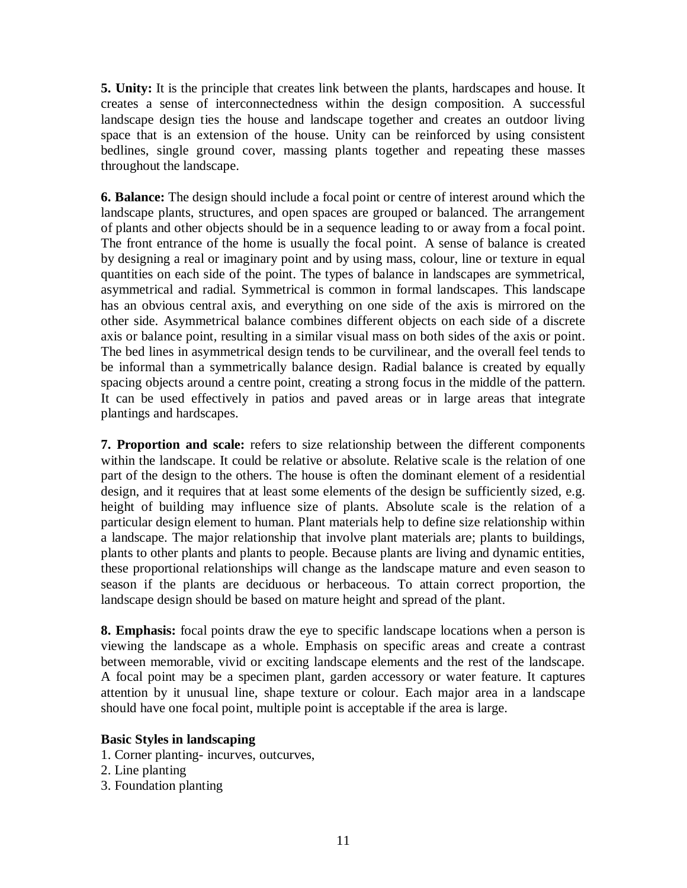**5. Unity:** It is the principle that creates link between the plants, hardscapes and house. It creates a sense of interconnectedness within the design composition. A successful landscape design ties the house and landscape together and creates an outdoor living space that is an extension of the house. Unity can be reinforced by using consistent bedlines, single ground cover, massing plants together and repeating these masses throughout the landscape.

**6. Balance:** The design should include a focal point or centre of interest around which the landscape plants, structures, and open spaces are grouped or balanced. The arrangement of plants and other objects should be in a sequence leading to or away from a focal point. The front entrance of the home is usually the focal point. A sense of balance is created by designing a real or imaginary point and by using mass, colour, line or texture in equal quantities on each side of the point. The types of balance in landscapes are symmetrical, asymmetrical and radial. Symmetrical is common in formal landscapes. This landscape has an obvious central axis, and everything on one side of the axis is mirrored on the other side. Asymmetrical balance combines different objects on each side of a discrete axis or balance point, resulting in a similar visual mass on both sides of the axis or point. The bed lines in asymmetrical design tends to be curvilinear, and the overall feel tends to be informal than a symmetrically balance design. Radial balance is created by equally spacing objects around a centre point, creating a strong focus in the middle of the pattern. It can be used effectively in patios and paved areas or in large areas that integrate plantings and hardscapes.

**7. Proportion and scale:** refers to size relationship between the different components within the landscape. It could be relative or absolute. Relative scale is the relation of one part of the design to the others. The house is often the dominant element of a residential design, and it requires that at least some elements of the design be sufficiently sized, e.g. height of building may influence size of plants. Absolute scale is the relation of a particular design element to human. Plant materials help to define size relationship within a landscape. The major relationship that involve plant materials are; plants to buildings, plants to other plants and plants to people. Because plants are living and dynamic entities, these proportional relationships will change as the landscape mature and even season to season if the plants are deciduous or herbaceous. To attain correct proportion, the landscape design should be based on mature height and spread of the plant.

**8. Emphasis:** focal points draw the eye to specific landscape locations when a person is viewing the landscape as a whole. Emphasis on specific areas and create a contrast between memorable, vivid or exciting landscape elements and the rest of the landscape. A focal point may be a specimen plant, garden accessory or water feature. It captures attention by it unusual line, shape texture or colour. Each major area in a landscape should have one focal point, multiple point is acceptable if the area is large.

**Basic Styles in landscaping**

1. Corner planting- incurves, outcurves,
2. Line planting
3. Foundation planting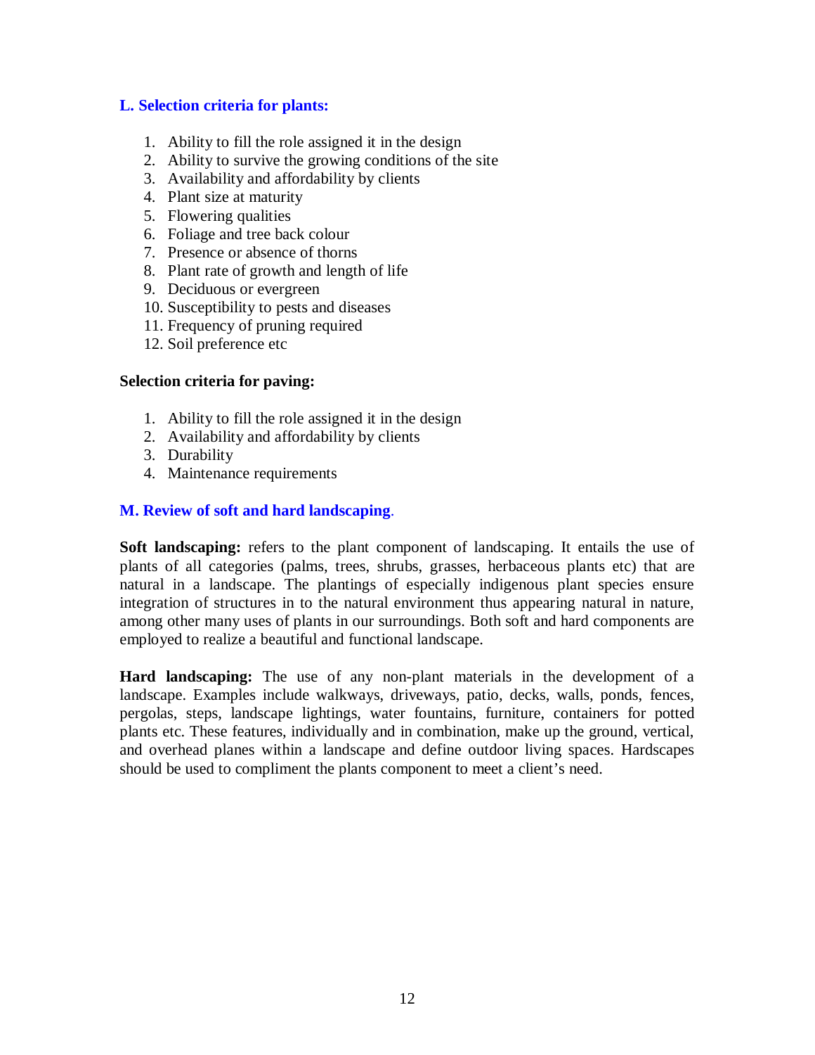## L. Selection criteria for plants:

1. Ability to fill the role assigned it in the design
2. Ability to survive the growing conditions of the site
3. Availability and affordability by clients
4. Plant size at maturity
5. Flowering qualities
6. Foliage and tree back colour
7. Presence or absence of thorns
8. Plant rate of growth and length of life
9. Deciduous or evergreen
10. Susceptibility to pests and diseases
11. Frequency of pruning required
12. Soil preference etc

**Selection criteria for paving:**

1. Ability to fill the role assigned it in the design
2. Availability and affordability by clients
3. Durability
4. Maintenance requirements

## M. Review of soft and hard landscaping.

**Soft landscaping:** refers to the plant component of landscaping. It entails the use of plants of all categories (palms, trees, shrubs, grasses, herbaceous plants etc) that are natural in a landscape. The plantings of especially indigenous plant species ensure integration of structures in to the natural environment thus appearing natural in nature, among other many uses of plants in our surroundings. Both soft and hard components are employed to realize a beautiful and functional landscape.

**Hard landscaping:** The use of any non-plant materials in the development of a landscape. Examples include walkways, driveways, patio, decks, walls, ponds, fences, pergolas, steps, landscape lightings, water fountains, furniture, containers for potted plants etc. These features, individually and in combination, make up the ground, vertical, and overhead planes within a landscape and define outdoor living spaces. Hardscapes should be used to compliment the plants component to meet a client's need.